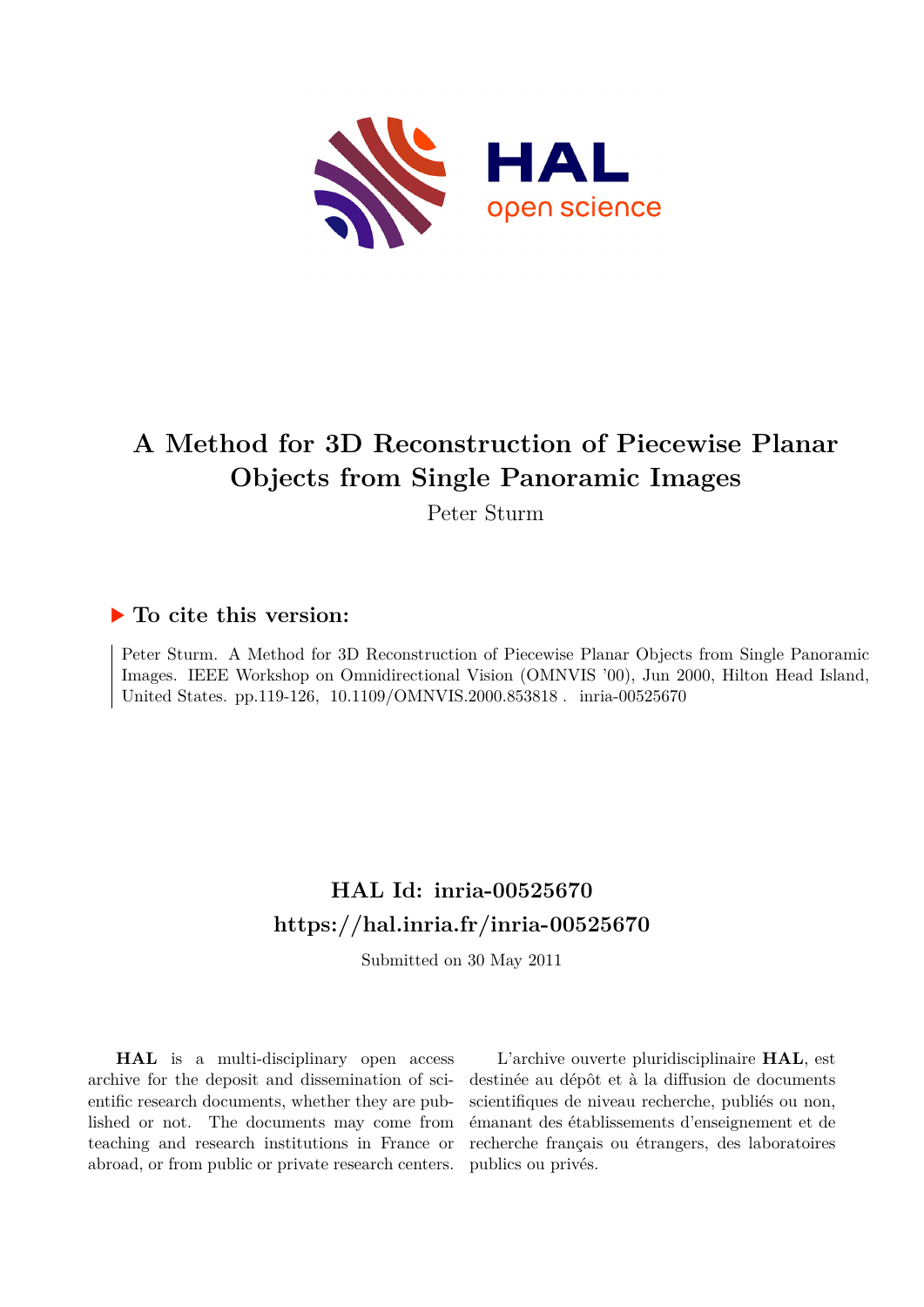# A Method for 3D Reconstruction of Piecewise Planar Objects from Single Panoramic Images

Peter Sturm

## ▶ To cite this version:

Peter Sturm. A Method for 3D Reconstruction of Piecewise Planar Objects from Single Panoramic Images. IEEE Workshop on Omnidirectional Vision (OMNVIS '00), Jun 2000, Hilton Head Island, United States. pp.119-126, 10.1109/OMNVIS.2000.853818. inria-00525670

## HAL Id: inria-00525670
## https://hal.inria.fr/inria-00525670

Submitted on 30 May 2011

**HAL** is a multi-disciplinary open access archive for the deposit and dissemination of scientific research documents, whether they are published or not. The documents may come from teaching and research institutions in France or abroad, or from public or private research centers.

L'archive ouverte pluridisciplinaire **HAL**, est destinée au dépôt et à la diffusion de documents scientifiques de niveau recherche, publiés ou non, émanant des établissements d'enseignement et de recherche français ou étrangers, des laboratoires publics ou privés.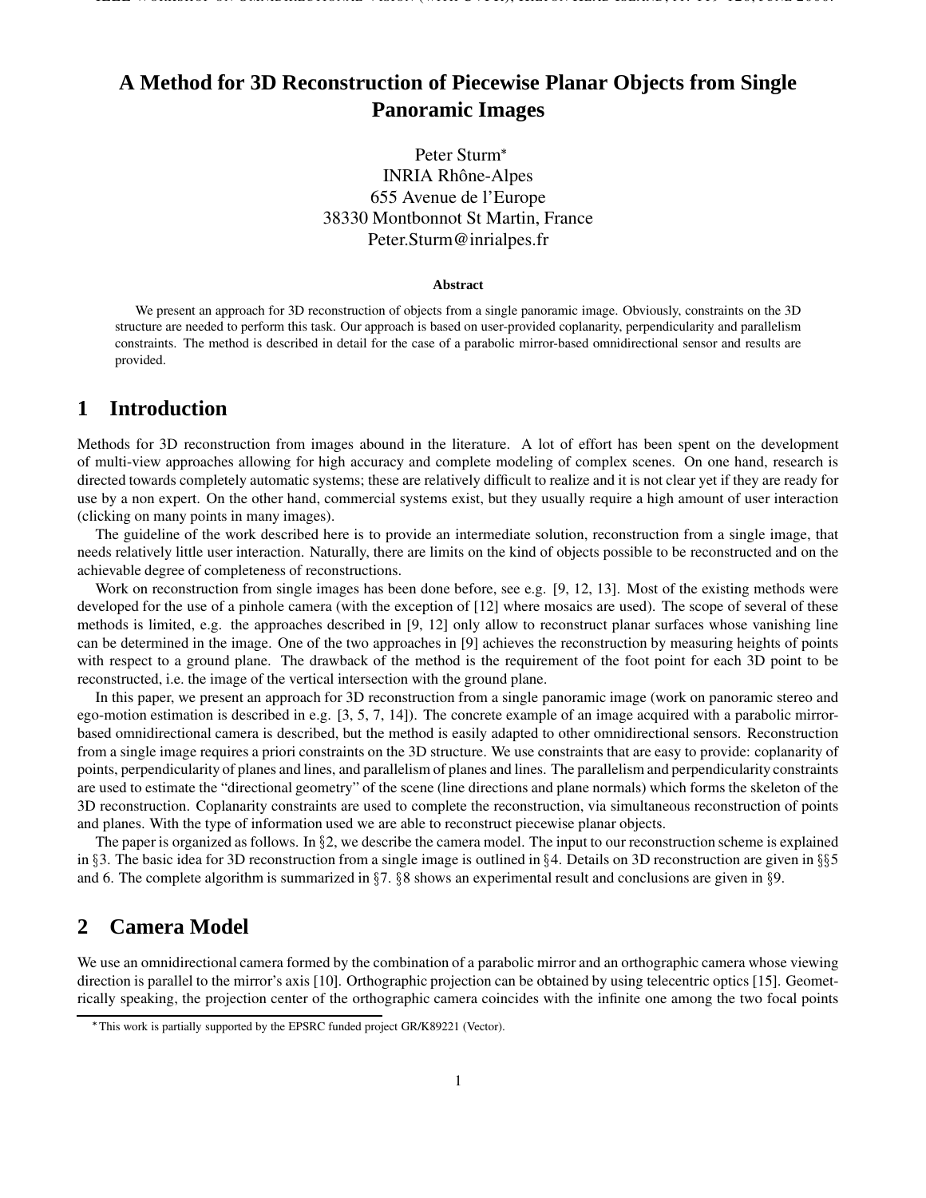# A Method for 3D Reconstruction of Piecewise Planar Objects from Single Panoramic Images

Peter Sturm*
INRIA Rhône-Alpes
655 Avenue de l'Europe
38330 Montbonnot St Martin, France
Peter.Sturm@inrialpes.fr

### Abstract

We present an approach for 3D reconstruction of objects from a single panoramic image. Obviously, constraints on the 3D structure are needed to perform this task. Our approach is based on user-provided coplanarity, perpendicularity and parallelism constraints. The method is described in detail for the case of a parabolic mirror-based omnidirectional sensor and results are provided.

## 1 Introduction

Methods for 3D reconstruction from images abound in the literature. A lot of effort has been spent on the development of multi-view approaches allowing for high accuracy and complete modeling of complex scenes. On one hand, research is directed towards completely automatic systems; these are relatively difficult to realize and it is not clear yet if they are ready for use by a non expert. On the other hand, commercial systems exist, but they usually require a high amount of user interaction (clicking on many points in many images).

The guideline of the work described here is to provide an intermediate solution, reconstruction from a single image, that needs relatively little user interaction. Naturally, there are limits on the kind of objects possible to be reconstructed and on the achievable degree of completeness of reconstructions.

Work on reconstruction from single images has been done before, see e.g. [9, 12, 13]. Most of the existing methods were developed for the use of a pinhole camera (with the exception of [12] where mosaics are used). The scope of several of these methods is limited, e.g. the approaches described in [9, 12] only allow to reconstruct planar surfaces whose vanishing line can be determined in the image. One of the two approaches in [9] achieves the reconstruction by measuring heights of points with respect to a ground plane. The drawback of the method is the requirement of the foot point for each 3D point to be reconstructed, i.e. the image of the vertical intersection with the ground plane.

In this paper, we present an approach for 3D reconstruction from a single panoramic image (work on panoramic stereo and ego-motion estimation is described in e.g. [3, 5, 7, 14]). The concrete example of an image acquired with a parabolic mirror-based omnidirectional camera is described, but the method is easily adapted to other omnidirectional sensors. Reconstruction from a single image requires a priori constraints on the 3D structure. We use constraints that are easy to provide: coplanarity of points, perpendicularity of planes and lines, and parallelism of planes and lines. The parallelism and perpendicularity constraints are used to estimate the "directional geometry" of the scene (line directions and plane normals) which forms the skeleton of the 3D reconstruction. Coplanarity constraints are used to complete the reconstruction, via simultaneous reconstruction of points and planes. With the type of information used we are able to reconstruct piecewise planar objects.

The paper is organized as follows. In §2, we describe the camera model. The input to our reconstruction scheme is explained in §3. The basic idea for 3D reconstruction from a single image is outlined in §4. Details on 3D reconstruction are given in §§5 and 6. The complete algorithm is summarized in §7. §8 shows an experimental result and conclusions are given in §9.

## 2 Camera Model

We use an omnidirectional camera formed by the combination of a parabolic mirror and an orthographic camera whose viewing direction is parallel to the mirror's axis [10]. Orthographic projection can be obtained by using telecentric optics [15]. Geometrically speaking, the projection center of the orthographic camera coincides with the infinite one among the two focal points

*This work is partially supported by the EPSRC funded project GR/K89221 (Vector).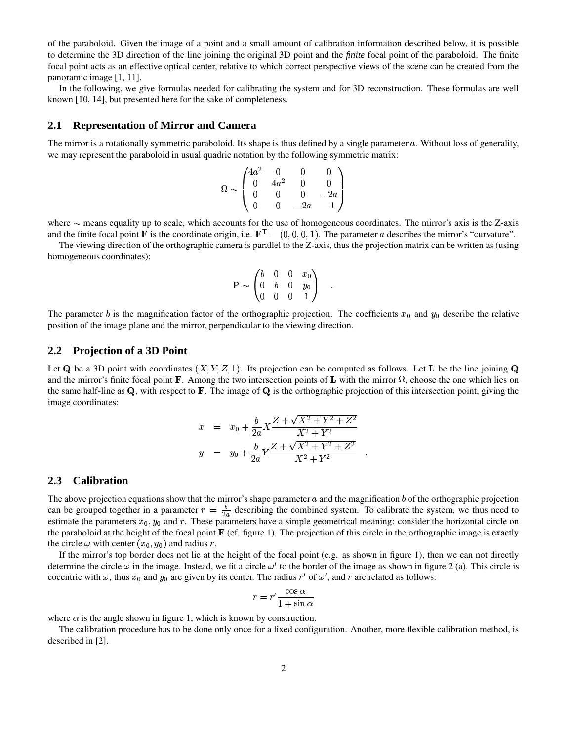of the paraboloid. Given the image of a point and a small amount of calibration information described below, it is possible to determine the 3D direction of the line joining the original 3D point and the *finite* focal point of the paraboloid. The finite focal point acts as an effective optical center, relative to which correct perspective views of the scene can be created from the panoramic image [1, 11].

In the following, we give formulas needed for calibrating the system and for 3D reconstruction. These formulas are well known [10, 14], but presented here for the sake of completeness.

## 2.1 Representation of Mirror and Camera

The mirror is a rotationally symmetric paraboloid. Its shape is thus defined by a single parameter $a$. Without loss of generality, we may represent the paraboloid in usual quadric notation by the following symmetric matrix:

$$\Omega \sim \begin{pmatrix} 4a^2 & 0 & 0 & 0 \\ 0 & 4a^2 & 0 & 0 \\ 0 & 0 & 0 & -2a \\ 0 & 0 & -2a & -1 \end{pmatrix}$$

where $\sim$ means equality up to scale, which accounts for the use of homogeneous coordinates. The mirror's axis is the Z-axis and the finite focal point $\mathbf{F}$ is the coordinate origin, i.e. $\mathbf{F}^\mathsf{T} = (0, 0, 0, 1)$. The parameter $a$ describes the mirror's "curvature".

The viewing direction of the orthographic camera is parallel to the Z-axis, thus the projection matrix can be written as (using homogeneous coordinates):

$$\mathsf{P} \sim \begin{pmatrix} b & 0 & 0 & x_0 \\ 0 & b & 0 & y_0 \\ 0 & 0 & 0 & 1 \end{pmatrix} \quad .$$

The parameter $b$ is the magnification factor of the orthographic projection. The coefficients $x_0$ and $y_0$ describe the relative position of the image plane and the mirror, perpendicular to the viewing direction.

## 2.2 Projection of a 3D Point

Let $\mathbf{Q}$ be a 3D point with coordinates $(X, Y, Z, 1)$. Its projection can be computed as follows. Let $\mathbf{L}$ be the line joining $\mathbf{Q}$ and the mirror's finite focal point $\mathbf{F}$. Among the two intersection points of $\mathbf{L}$ with the mirror $\Omega$, choose the one which lies on the same half-line as $\mathbf{Q}$, with respect to $\mathbf{F}$. The image of $\mathbf{Q}$ is the orthographic projection of this intersection point, giving the image coordinates:

$$\begin{aligned} x &= x_0 + \frac{b}{2a} X \frac{Z + \sqrt{X^2 + Y^2 + Z^2}}{X^2 + Y^2} \\ y &= y_0 + \frac{b}{2a} Y \frac{Z + \sqrt{X^2 + Y^2 + Z^2}}{X^2 + Y^2} \quad . \end{aligned}$$

## 2.3 Calibration

The above projection equations show that the mirror's shape parameter $a$ and the magnification $b$ of the orthographic projection can be grouped together in a parameter $r = \frac{b}{2a}$ describing the combined system. To calibrate the system, we thus need to estimate the parameters $x_0, y_0$ and $r$. These parameters have a simple geometrical meaning: consider the horizontal circle on the paraboloid at the height of the focal point $\mathbf{F}$ (cf. figure 1). The projection of this circle in the orthographic image is exactly the circle $\omega$ with center $(x_0, y_0)$ and radius $r$.

If the mirror's top border does not lie at the height of the focal point (e.g. as shown in figure 1), then we can not directly determine the circle $\omega$ in the image. Instead, we fit a circle $\omega'$ to the border of the image as shown in figure 2 (a). This circle is cocentric with $\omega$, thus $x_0$ and $y_0$ are given by its center. The radius $r'$ of $\omega'$, and $r$ are related as follows:

$$r = r' \frac{\cos \alpha}{1 + \sin \alpha}$$

where $\alpha$ is the angle shown in figure 1, which is known by construction.

The calibration procedure has to be done only once for a fixed configuration. Another, more flexible calibration method, is described in [2].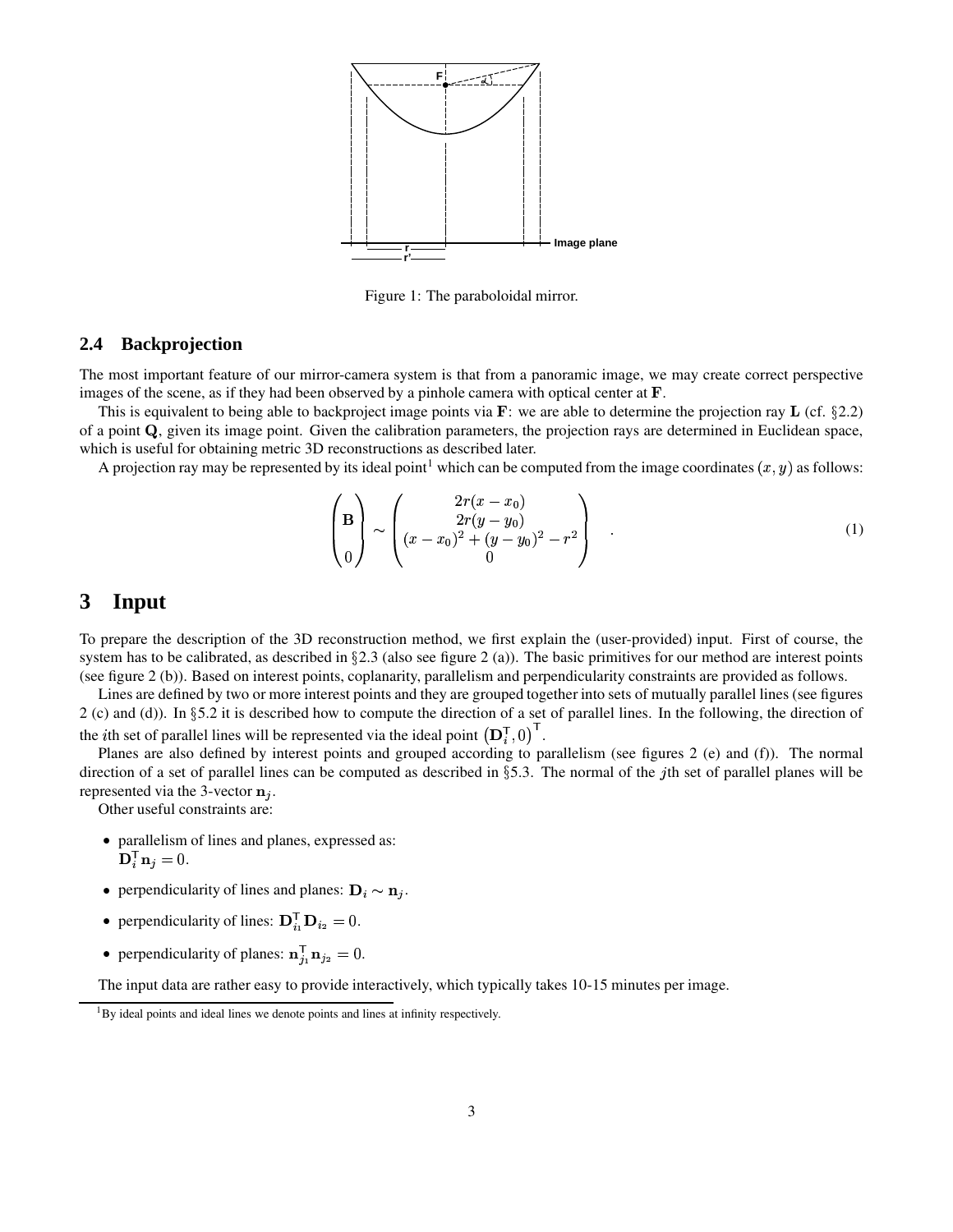Figure 1: The paraboloidal mirror.

### 2.4 Backprojection

The most important feature of our mirror-camera system is that from a panoramic image, we may create correct perspective images of the scene, as if they had been observed by a pinhole camera with optical center at $\mathbf{F}$.

This is equivalent to being able to backproject image points via $\mathbf{F}$: we are able to determine the projection ray $\mathbf{L}$ (cf. §2.2) of a point $\mathbf{Q}$, given its image point. Given the calibration parameters, the projection rays are determined in Euclidean space, which is useful for obtaining metric 3D reconstructions as described later.

A projection ray may be represented by its ideal point[1] which can be computed from the image coordinates $(x, y)$ as follows:

$$\begin{pmatrix} \mathbf{B} \\ \\ 0 \end{pmatrix} \sim \begin{pmatrix} 2r(x - x_0) \\ 2r(y - y_0) \\ (x - x_0)^2 + (y - y_0)^2 - r^2 \\ 0 \end{pmatrix} \quad . \tag{1}$$

## 3 Input

To prepare the description of the 3D reconstruction method, we first explain the (user-provided) input. First of course, the system has to be calibrated, as described in §2.3 (also see figure 2 (a)). The basic primitives for our method are interest points (see figure 2 (b)). Based on interest points, coplanarity, parallelism and perpendicularity constraints are provided as follows.

Lines are defined by two or more interest points and they are grouped together into sets of mutually parallel lines (see figures 2 (c) and (d)). In §5.2 it is described how to compute the direction of a set of parallel lines. In the following, the direction of the $i$th set of parallel lines will be represented via the ideal point $\left(\mathbf{D}_i^{\mathsf{T}}, 0\right)^{\mathsf{T}}$.

Planes are also defined by interest points and grouped according to parallelism (see figures 2 (e) and (f)). The normal direction of a set of parallel lines can be computed as described in §5.3. The normal of the $j$th set of parallel planes will be represented via the 3-vector $\mathbf{n}_j$.

Other useful constraints are:

- parallelism of lines and planes, expressed as: $\mathbf{D}_i^{\mathsf{T}} \mathbf{n}_j = 0$.
- perpendicularity of lines and planes: $\mathbf{D}_i \sim \mathbf{n}_j$.
- perpendicularity of lines: $\mathbf{D}_{i_1}^{\mathsf{T}} \mathbf{D}_{i_2} = 0$.
- perpendicularity of planes: $\mathbf{n}_{j_1}^{\mathsf{T}} \mathbf{n}_{j_2} = 0$.

The input data are rather easy to provide interactively, which typically takes 10-15 minutes per image.

[1] By ideal points and ideal lines we denote points and lines at infinity respectively.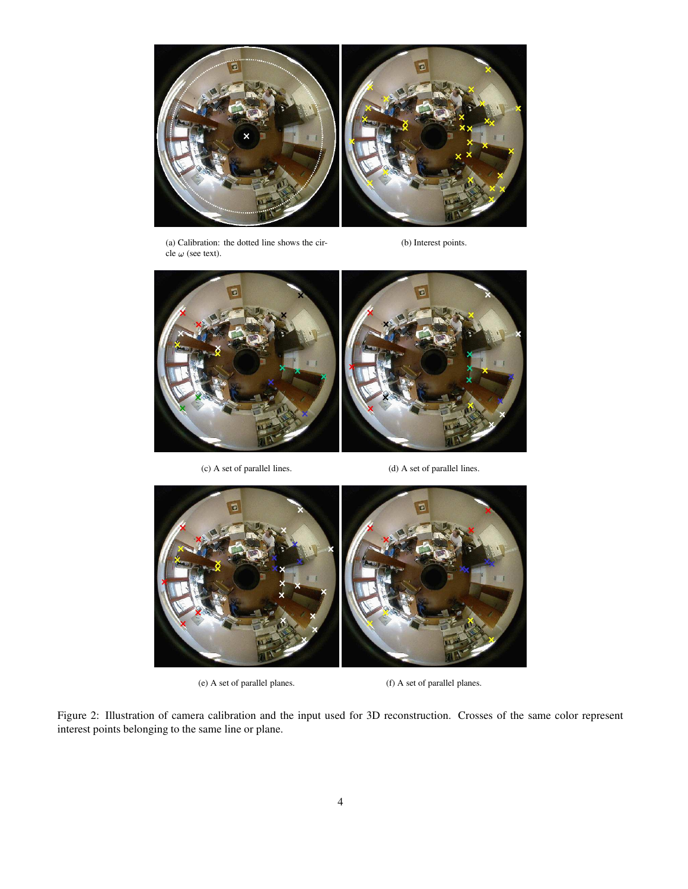(a) Calibration: the dotted line shows the circle $\omega$ (see text).

(b) Interest points.

(c) A set of parallel lines.

(d) A set of parallel lines.

(e) A set of parallel planes.

(f) A set of parallel planes.

Figure 2: Illustration of camera calibration and the input used for 3D reconstruction. Crosses of the same color represent interest points belonging to the same line or plane.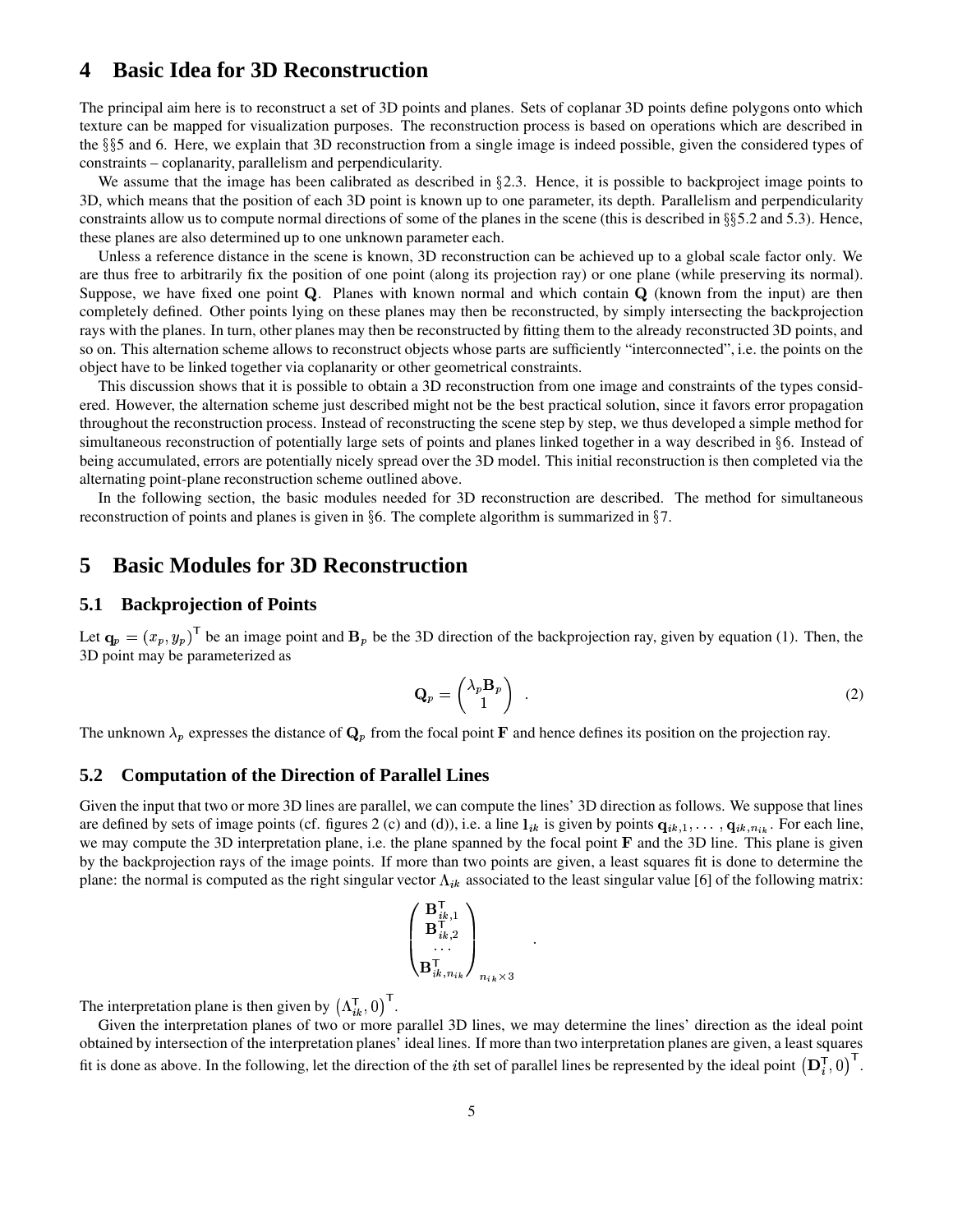# 4 Basic Idea for 3D Reconstruction

The principal aim here is to reconstruct a set of 3D points and planes. Sets of coplanar 3D points define polygons onto which texture can be mapped for visualization purposes. The reconstruction process is based on operations which are described in the §§5 and 6. Here, we explain that 3D reconstruction from a single image is indeed possible, given the considered types of constraints – coplanarity, parallelism and perpendicularity.

We assume that the image has been calibrated as described in §2.3. Hence, it is possible to backproject image points to 3D, which means that the position of each 3D point is known up to one parameter, its depth. Parallelism and perpendicularity constraints allow us to compute normal directions of some of the planes in the scene (this is described in §§5.2 and 5.3). Hence, these planes are also determined up to one unknown parameter each.

Unless a reference distance in the scene is known, 3D reconstruction can be achieved up to a global scale factor only. We are thus free to arbitrarily fix the position of one point (along its projection ray) or one plane (while preserving its normal). Suppose, we have fixed one point $\mathbf{Q}$. Planes with known normal and which contain $\mathbf{Q}$ (known from the input) are then completely defined. Other points lying on these planes may then be reconstructed, by simply intersecting the backprojection rays with the planes. In turn, other planes may then be reconstructed by fitting them to the already reconstructed 3D points, and so on. This alternation scheme allows to reconstruct objects whose parts are sufficiently "interconnected", i.e. the points on the object have to be linked together via coplanarity or other geometrical constraints.

This discussion shows that it is possible to obtain a 3D reconstruction from one image and constraints of the types considered. However, the alternation scheme just described might not be the best practical solution, since it favors error propagation throughout the reconstruction process. Instead of reconstructing the scene step by step, we thus developed a simple method for simultaneous reconstruction of potentially large sets of points and planes linked together in a way described in §6. Instead of being accumulated, errors are potentially nicely spread over the 3D model. This initial reconstruction is then completed via the alternating point-plane reconstruction scheme outlined above.

In the following section, the basic modules needed for 3D reconstruction are described. The method for simultaneous reconstruction of points and planes is given in §6. The complete algorithm is summarized in §7.

# 5 Basic Modules for 3D Reconstruction

## 5.1 Backprojection of Points

Let $\mathbf{q}_p = (x_p, y_p)^\mathsf{T}$ be an image point and $\mathbf{B}_p$ be the 3D direction of the backprojection ray, given by equation (1). Then, the 3D point may be parameterized as

$$\mathbf{Q}_p = \begin{pmatrix} \lambda_p \mathbf{B}_p \\ 1 \end{pmatrix} \quad . \tag{2}$$

The unknown $\lambda_p$ expresses the distance of $\mathbf{Q}_p$ from the focal point $\mathbf{F}$ and hence defines its position on the projection ray.

## 5.2 Computation of the Direction of Parallel Lines

Given the input that two or more 3D lines are parallel, we can compute the lines' 3D direction as follows. We suppose that lines are defined by sets of image points (cf. figures 2 (c) and (d)), i.e. a line $\mathbf{l}_{ik}$ is given by points $\mathbf{q}_{ik,1}, \ldots, \mathbf{q}_{ik,n_{ik}}$. For each line, we may compute the 3D interpretation plane, i.e. the plane spanned by the focal point $\mathbf{F}$ and the 3D line. This plane is given by the backprojection rays of the image points. If more than two points are given, a least squares fit is done to determine the plane: the normal is computed as the right singular vector $\Lambda_{ik}$ associated to the least singular value [6] of the following matrix:

$$\begin{pmatrix} \mathbf{B}_{ik,1}^\mathsf{T} \\ \mathbf{B}_{ik,2}^\mathsf{T} \\ \cdots \\ \mathbf{B}_{ik,n_{ik}}^\mathsf{T} \end{pmatrix}_{n_{ik} \times 3} .$$

The interpretation plane is then given by $\left(\Lambda_{ik}^\mathsf{T}, 0\right)^\mathsf{T}$.

Given the interpretation planes of two or more parallel 3D lines, we may determine the lines' direction as the ideal point obtained by intersection of the interpretation planes' ideal lines. If more than two interpretation planes are given, a least squares fit is done as above. In the following, let the direction of the $i$th set of parallel lines be represented by the ideal point $\left(\mathbf{D}_i^\mathsf{T}, 0\right)^\mathsf{T}$.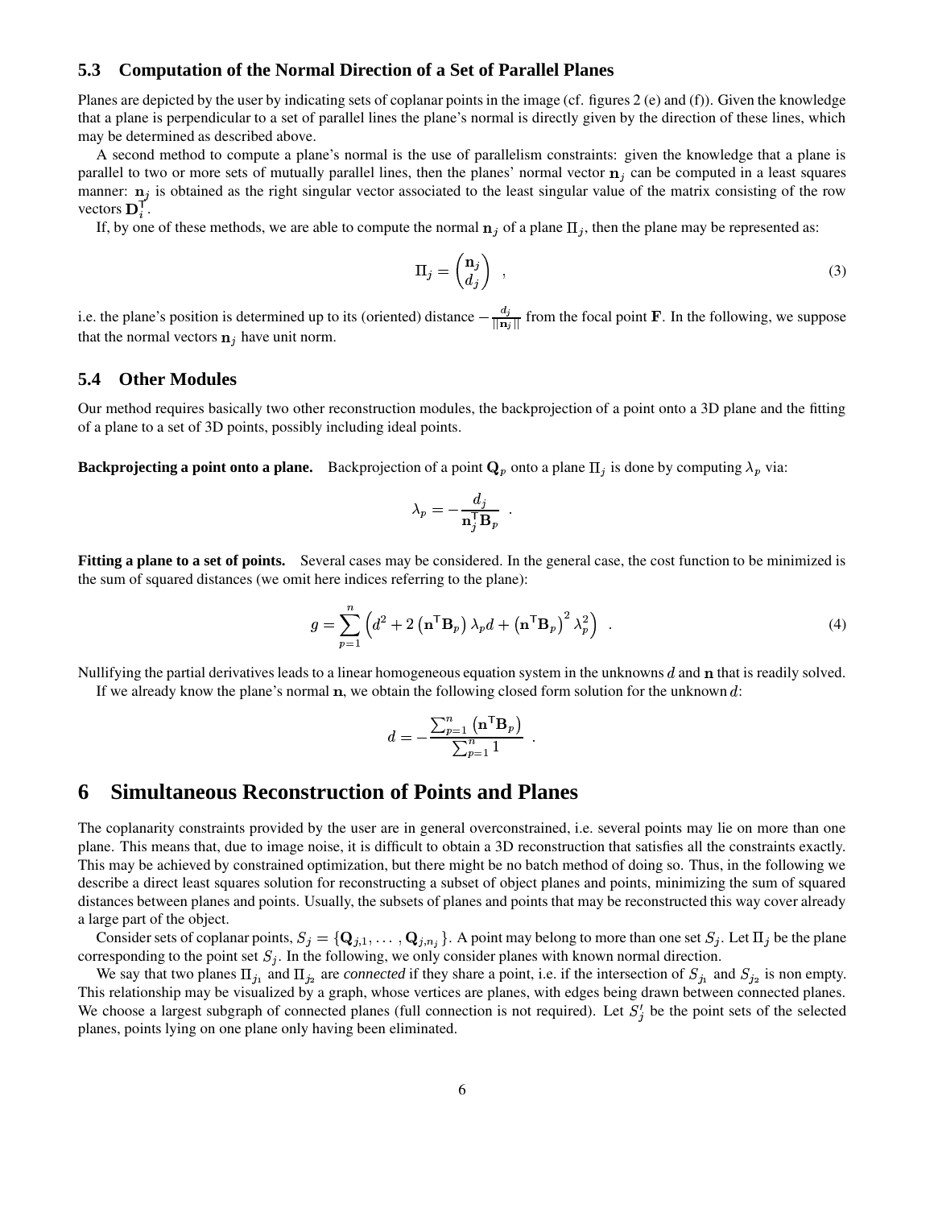### 5.3 Computation of the Normal Direction of a Set of Parallel Planes

Planes are depicted by the user by indicating sets of coplanar points in the image (cf. figures 2 (e) and (f)). Given the knowledge that a plane is perpendicular to a set of parallel lines the plane's normal is directly given by the direction of these lines, which may be determined as described above.

A second method to compute a plane's normal is the use of parallelism constraints: given the knowledge that a plane is parallel to two or more sets of mutually parallel lines, then the planes' normal vector $\mathbf{n}_j$ can be computed in a least squares manner: $\mathbf{n}_j$ is obtained as the right singular vector associated to the least singular value of the matrix consisting of the row vectors $\mathbf{D}_i^\mathsf{T}$.

If, by one of these methods, we are able to compute the normal $\mathbf{n}_j$ of a plane $\Pi_j$, then the plane may be represented as:

$$\Pi_j = \begin{pmatrix} \mathbf{n}_j \\ d_j \end{pmatrix} \quad , \tag{3}$$

i.e. the plane's position is determined up to its (oriented) distance $-\frac{d_j}{\|\mathbf{n}_j\|}$ from the focal point $\mathbf{F}$. In the following, we suppose that the normal vectors $\mathbf{n}_j$ have unit norm.

### 5.4 Other Modules

Our method requires basically two other reconstruction modules, the backprojection of a point onto a 3D plane and the fitting of a plane to a set of 3D points, possibly including ideal points.

**Backprojecting a point onto a plane.** Backprojection of a point $\mathbf{Q}_p$ onto a plane $\Pi_j$ is done by computing $\lambda_p$ via:

$$\lambda_p = -\frac{d_j}{\mathbf{n}_j^\mathsf{T}\mathbf{B}_p} \quad .$$

**Fitting a plane to a set of points.** Several cases may be considered. In the general case, the cost function to be minimized is the sum of squared distances (we omit here indices referring to the plane):

$$g = \sum_{p=1}^{n} \left( d^2 + 2\left(\mathbf{n}^\mathsf{T}\mathbf{B}_p\right)\lambda_p d + \left(\mathbf{n}^\mathsf{T}\mathbf{B}_p\right)^2 \lambda_p^2 \right) \quad . \tag{4}$$

Nullifying the partial derivatives leads to a linear homogeneous equation system in the unknowns $d$ and $\mathbf{n}$ that is readily solved.

If we already know the plane's normal $\mathbf{n}$, we obtain the following closed form solution for the unknown $d$:

$$d = -\frac{\sum_{p=1}^{n}\left(\mathbf{n}^\mathsf{T}\mathbf{B}_p\right)}{\sum_{p=1}^{n} 1} \quad .$$

## 6 Simultaneous Reconstruction of Points and Planes

The coplanarity constraints provided by the user are in general overconstrained, i.e. several points may lie on more than one plane. This means that, due to image noise, it is difficult to obtain a 3D reconstruction that satisfies all the constraints exactly. This may be achieved by constrained optimization, but there might be no batch method of doing so. Thus, in the following we describe a direct least squares solution for reconstructing a subset of object planes and points, minimizing the sum of squared distances between planes and points. Usually, the subsets of planes and points that may be reconstructed this way cover already a large part of the object.

Consider sets of coplanar points, $S_j = \{\mathbf{Q}_{j,1}, \ldots, \mathbf{Q}_{j,n_j}\}$. A point may belong to more than one set $S_j$. Let $\Pi_j$ be the plane corresponding to the point set $S_j$. In the following, we only consider planes with known normal direction.

We say that two planes $\Pi_{j_1}$ and $\Pi_{j_2}$ are *connected* if they share a point, i.e. if the intersection of $S_{j_1}$ and $S_{j_2}$ is non empty. This relationship may be visualized by a graph, whose vertices are planes, with edges being drawn between connected planes. We choose a largest subgraph of connected planes (full connection is not required). Let $S'_j$ be the point sets of the selected planes, points lying on one plane only having been eliminated.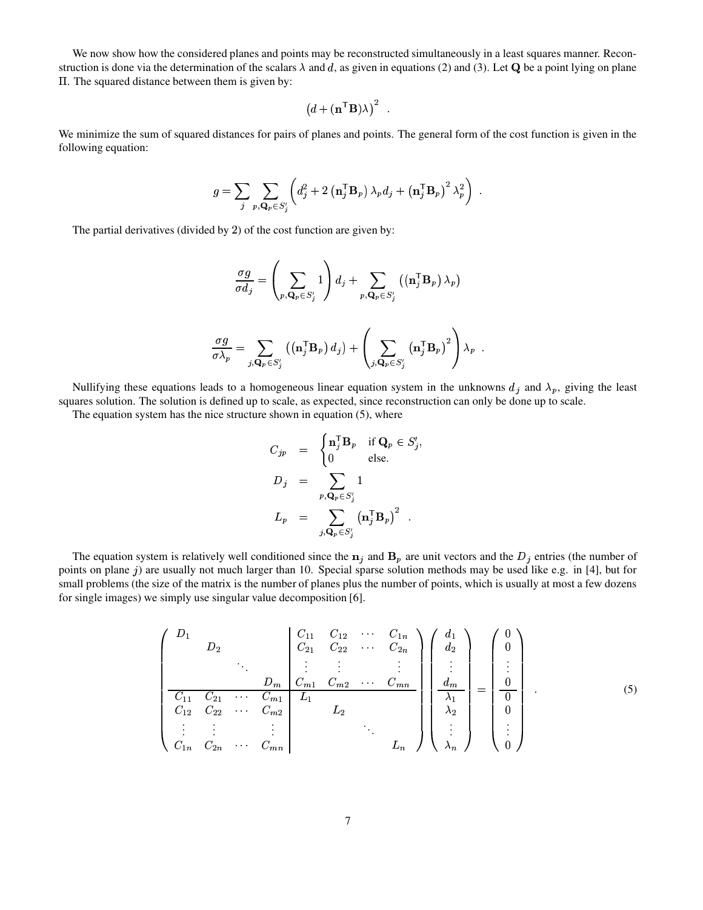We now show how the considered planes and points may be reconstructed simultaneously in a least squares manner. Reconstruction is done via the determination of the scalars $\lambda$ and $d$, as given in equations (2) and (3). Let $\mathbf{Q}$ be a point lying on plane $\Pi$. The squared distance between them is given by:

$$\left(d + (\mathbf{n}^\mathsf{T}\mathbf{B})\lambda\right)^2 \quad .$$

We minimize the sum of squared distances for pairs of planes and points. The general form of the cost function is given in the following equation:

$$g = \sum_j \sum_{p,\mathbf{Q}_p \in S'_j} \left( d_j^2 + 2\left(\mathbf{n}_j^\mathsf{T}\mathbf{B}_p\right)\lambda_p d_j + \left(\mathbf{n}_j^\mathsf{T}\mathbf{B}_p\right)^2 \lambda_p^2 \right) \quad .$$

The partial derivatives (divided by 2) of the cost function are given by:

$$\frac{\sigma g}{\sigma d_j} = \left( \sum_{p,\mathbf{Q}_p \in S'_j} 1 \right) d_j + \sum_{p,\mathbf{Q}_p \in S'_j} \left( \left(\mathbf{n}_j^\mathsf{T}\mathbf{B}_p\right)\lambda_p \right)$$

$$\frac{\sigma g}{\sigma \lambda_p} = \sum_{j,\mathbf{Q}_p \in S'_j} \left( \left(\mathbf{n}_j^\mathsf{T}\mathbf{B}_p\right) d_j \right) + \left( \sum_{j,\mathbf{Q}_p \in S'_j} \left(\mathbf{n}_j^\mathsf{T}\mathbf{B}_p\right)^2 \right) \lambda_p \quad .$$

Nullifying these equations leads to a homogeneous linear equation system in the unknowns $d_j$ and $\lambda_p$, giving the least squares solution. The solution is defined up to scale, as expected, since reconstruction can only be done up to scale.

The equation system has the nice structure shown in equation (5), where

$$\begin{aligned}
C_{jp} &= \begin{cases} \mathbf{n}_j^\mathsf{T}\mathbf{B}_p & \text{if } \mathbf{Q}_p \in S'_j, \\ 0 & \text{else.} \end{cases} \\
D_j &= \sum_{p,\mathbf{Q}_p \in S'_j} 1 \\
L_p &= \sum_{j,\mathbf{Q}_p \in S'_j} \left(\mathbf{n}_j^\mathsf{T}\mathbf{B}_p\right)^2 \quad .
\end{aligned}$$

The equation system is relatively well conditioned since the $\mathbf{n}_j$ and $\mathbf{B}_p$ are unit vectors and the $D_j$ entries (the number of points on plane $j$) are usually not much larger than 10. Special sparse solution methods may be used like e.g. in [4], but for small problems (the size of the matrix is the number of planes plus the number of points, which is usually at most a few dozens for single images) we simply use singular value decomposition [6].

$$\left(\begin{array}{cccc|cccc}
D_1 & & & & C_{11} & C_{12} & \cdots & C_{1n} \\
 & D_2 & & & C_{21} & C_{22} & \cdots & C_{2n} \\
 & & \ddots & & \vdots & \vdots & & \vdots \\
 & & & D_m & C_{m1} & C_{m2} & \cdots & C_{mn} \\
\hline
C_{11} & C_{21} & \cdots & C_{m1} & L_1 & & & \\
C_{12} & C_{22} & \cdots & C_{m2} & & L_2 & & \\
\vdots & \vdots & & \vdots & & & \ddots & \\
C_{1n} & C_{2n} & \cdots & C_{mn} & & & & L_n
\end{array}\right)
\left(\begin{array}{c}
d_1 \\ d_2 \\ \vdots \\ d_m \\ \hline \lambda_1 \\ \lambda_2 \\ \vdots \\ \lambda_n
\end{array}\right)
=
\left(\begin{array}{c}
0 \\ 0 \\ \vdots \\ 0 \\ \hline 0 \\ 0 \\ \vdots \\ 0
\end{array}\right) \quad . \tag{5}$$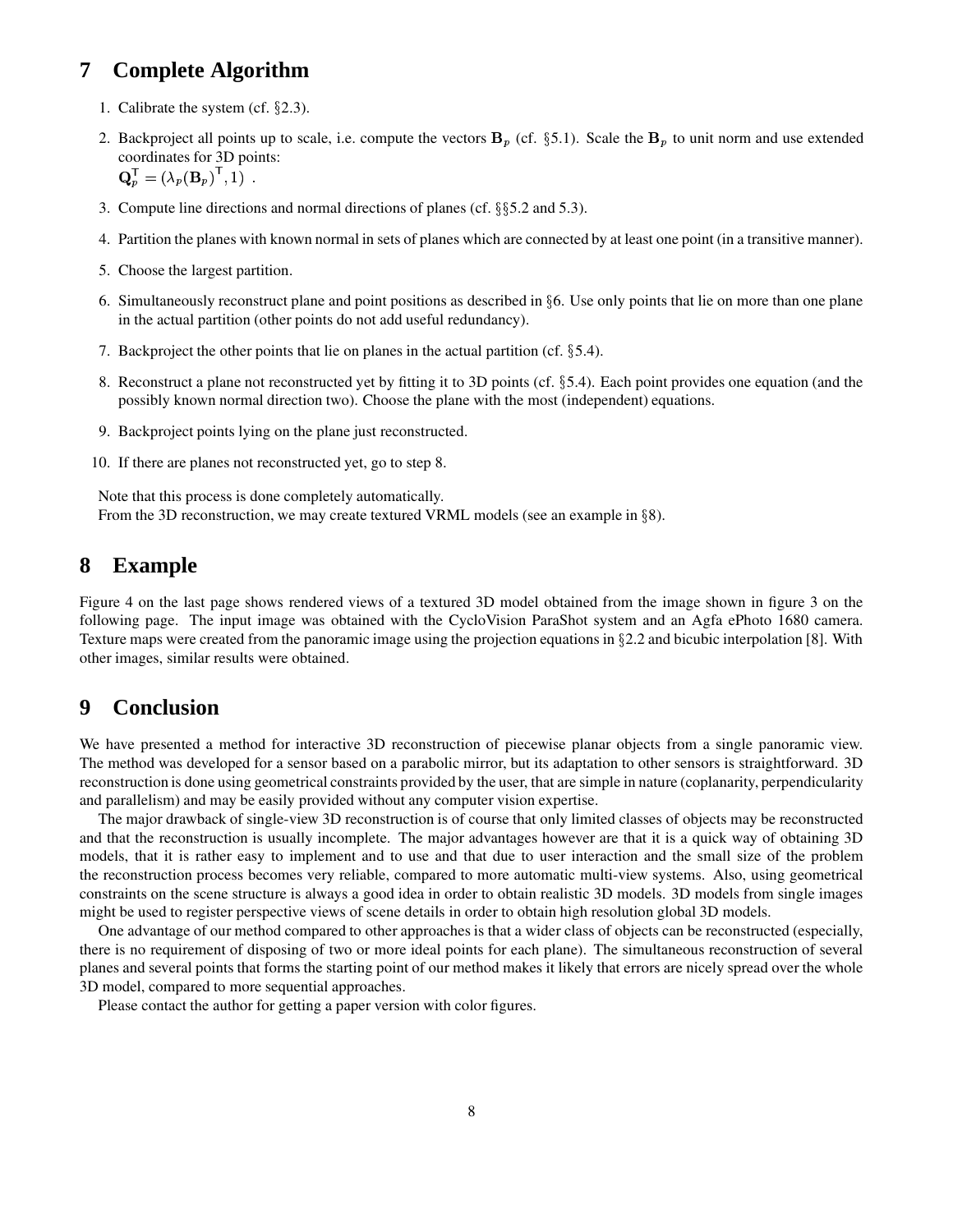## 7 Complete Algorithm

1. Calibrate the system (cf. §2.3).
2. Backproject all points up to scale, i.e. compute the vectors $\mathbf{B}_p$ (cf. §5.1). Scale the $\mathbf{B}_p$ to unit norm and use extended coordinates for 3D points:
   $\mathbf{Q}_p^\mathsf{T} = (\lambda_p (\mathbf{B}_p)^\mathsf{T}, 1)$ .
3. Compute line directions and normal directions of planes (cf. §§5.2 and 5.3).
4. Partition the planes with known normal in sets of planes which are connected by at least one point (in a transitive manner).
5. Choose the largest partition.
6. Simultaneously reconstruct plane and point positions as described in §6. Use only points that lie on more than one plane in the actual partition (other points do not add useful redundancy).
7. Backproject the other points that lie on planes in the actual partition (cf. §5.4).
8. Reconstruct a plane not reconstructed yet by fitting it to 3D points (cf. §5.4). Each point provides one equation (and the possibly known normal direction two). Choose the plane with the most (independent) equations.
9. Backproject points lying on the plane just reconstructed.
10. If there are planes not reconstructed yet, go to step 8.

Note that this process is done completely automatically.
From the 3D reconstruction, we may create textured VRML models (see an example in §8).

## 8 Example

Figure 4 on the last page shows rendered views of a textured 3D model obtained from the image shown in figure 3 on the following page. The input image was obtained with the CycloVision ParaShot system and an Agfa ePhoto 1680 camera. Texture maps were created from the panoramic image using the projection equations in §2.2 and bicubic interpolation [8]. With other images, similar results were obtained.

## 9 Conclusion

We have presented a method for interactive 3D reconstruction of piecewise planar objects from a single panoramic view. The method was developed for a sensor based on a parabolic mirror, but its adaptation to other sensors is straightforward. 3D reconstruction is done using geometrical constraints provided by the user, that are simple in nature (coplanarity, perpendicularity and parallelism) and may be easily provided without any computer vision expertise.

The major drawback of single-view 3D reconstruction is of course that only limited classes of objects may be reconstructed and that the reconstruction is usually incomplete. The major advantages however are that it is a quick way of obtaining 3D models, that it is rather easy to implement and to use and that due to user interaction and the small size of the problem the reconstruction process becomes very reliable, compared to more automatic multi-view systems. Also, using geometrical constraints on the scene structure is always a good idea in order to obtain realistic 3D models. 3D models from single images might be used to register perspective views of scene details in order to obtain high resolution global 3D models.

One advantage of our method compared to other approaches is that a wider class of objects can be reconstructed (especially, there is no requirement of disposing of two or more ideal points for each plane). The simultaneous reconstruction of several planes and several points that forms the starting point of our method makes it likely that errors are nicely spread over the whole 3D model, compared to more sequential approaches.

Please contact the author for getting a paper version with color figures.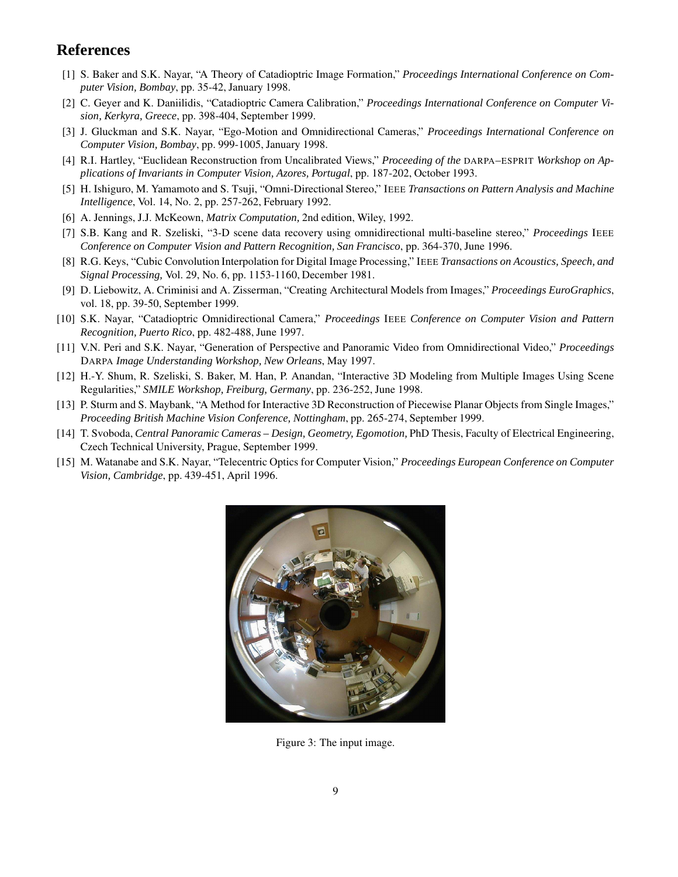# References

[1] S. Baker and S.K. Nayar, "A Theory of Catadioptric Image Formation," *Proceedings International Conference on Computer Vision, Bombay*, pp. 35-42, January 1998.

[2] C. Geyer and K. Daniilidis, "Catadioptric Camera Calibration," *Proceedings International Conference on Computer Vision, Kerkyra, Greece*, pp. 398-404, September 1999.

[3] J. Gluckman and S.K. Nayar, "Ego-Motion and Omnidirectional Cameras," *Proceedings International Conference on Computer Vision, Bombay*, pp. 999-1005, January 1998.

[4] R.I. Hartley, "Euclidean Reconstruction from Uncalibrated Views," *Proceeding of the* DARPA–ESPRIT *Workshop on Applications of Invariants in Computer Vision, Azores, Portugal*, pp. 187-202, October 1993.

[5] H. Ishiguro, M. Yamamoto and S. Tsuji, "Omni-Directional Stereo," IEEE *Transactions on Pattern Analysis and Machine Intelligence*, Vol. 14, No. 2, pp. 257-262, February 1992.

[6] A. Jennings, J.J. McKeown, *Matrix Computation*, 2nd edition, Wiley, 1992.

[7] S.B. Kang and R. Szeliski, "3-D scene data recovery using omnidirectional multi-baseline stereo," *Proceedings* IEEE *Conference on Computer Vision and Pattern Recognition, San Francisco*, pp. 364-370, June 1996.

[8] R.G. Keys, "Cubic Convolution Interpolation for Digital Image Processing," IEEE *Transactions on Acoustics, Speech, and Signal Processing,* Vol. 29, No. 6, pp. 1153-1160, December 1981.

[9] D. Liebowitz, A. Criminisi and A. Zisserman, "Creating Architectural Models from Images," *Proceedings EuroGraphics*, vol. 18, pp. 39-50, September 1999.

[10] S.K. Nayar, "Catadioptric Omnidirectional Camera," *Proceedings* IEEE *Conference on Computer Vision and Pattern Recognition, Puerto Rico*, pp. 482-488, June 1997.

[11] V.N. Peri and S.K. Nayar, "Generation of Perspective and Panoramic Video from Omnidirectional Video," *Proceedings* DARPA *Image Understanding Workshop, New Orleans*, May 1997.

[12] H.-Y. Shum, R. Szeliski, S. Baker, M. Han, P. Anandan, "Interactive 3D Modeling from Multiple Images Using Scene Regularities," *SMILE Workshop, Freiburg, Germany*, pp. 236-252, June 1998.

[13] P. Sturm and S. Maybank, "A Method for Interactive 3D Reconstruction of Piecewise Planar Objects from Single Images," *Proceeding British Machine Vision Conference, Nottingham*, pp. 265-274, September 1999.

[14] T. Svoboda, *Central Panoramic Cameras – Design, Geometry, Egomotion,* PhD Thesis, Faculty of Electrical Engineering, Czech Technical University, Prague, September 1999.

[15] M. Watanabe and S.K. Nayar, "Telecentric Optics for Computer Vision," *Proceedings European Conference on Computer Vision, Cambridge*, pp. 439-451, April 1996.

Figure 3: The input image.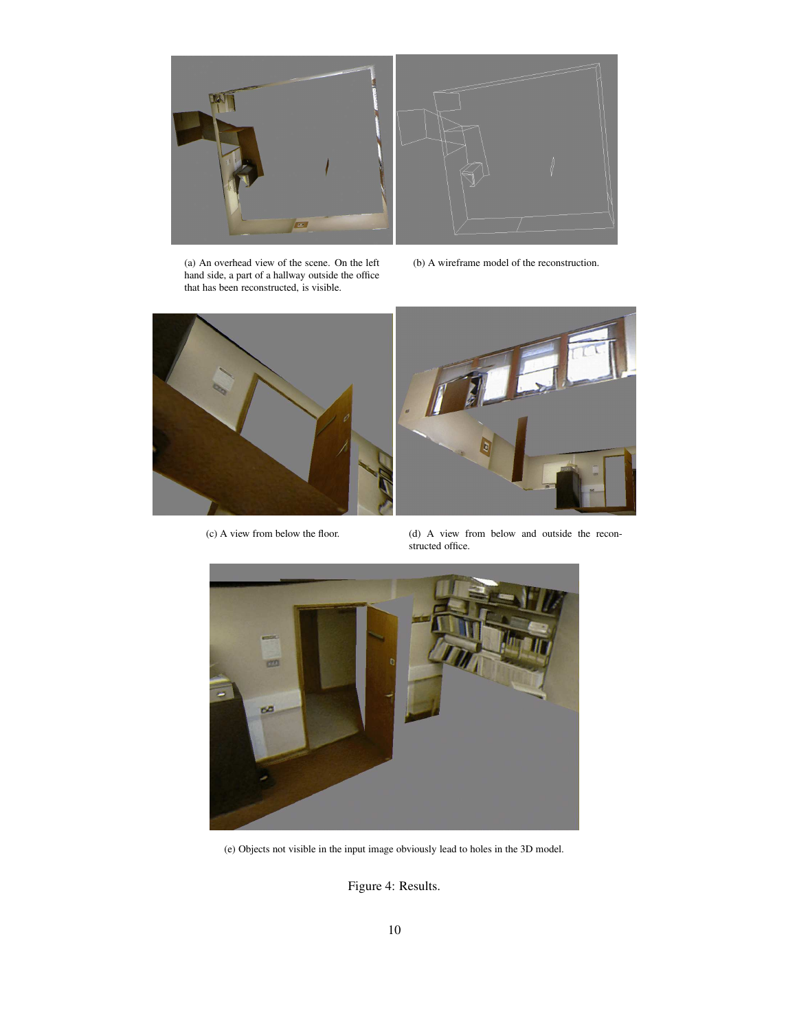(a) An overhead view of the scene. On the left hand side, a part of a hallway outside the office that has been reconstructed, is visible.

(b) A wireframe model of the reconstruction.

(c) A view from below the floor.

(d) A view from below and outside the reconstructed office.

(e) Objects not visible in the input image obviously lead to holes in the 3D model.

Figure 4: Results.